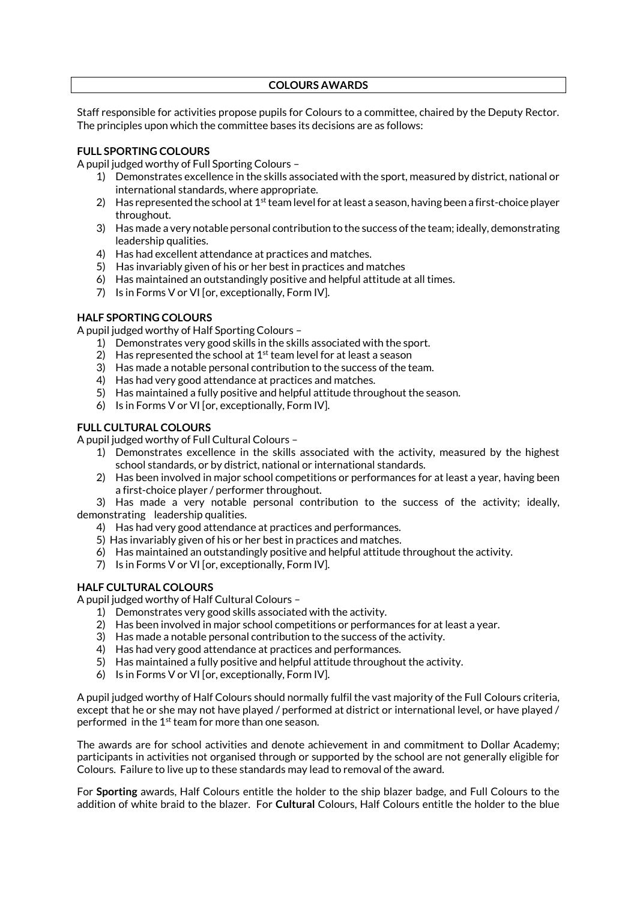## COLOURS AWARDS

Staff responsible for activities propose pupils for Colours to a committee, chaired by the Deputy Rector. The principles upon which the committee bases its decisions are as follows:

**FULL SPORTING COLOURS**

A pupil judged worthy of Full Sporting Colours –

1) Demonstrates excellence in the skills associated with the sport, measured by district, national or international standards, where appropriate.
2) Has represented the school at 1st team level for at least a season, having been a first-choice player throughout.
3) Has made a very notable personal contribution to the success of the team; ideally, demonstrating leadership qualities.
4) Has had excellent attendance at practices and matches.
5) Has invariably given of his or her best in practices and matches
6) Has maintained an outstandingly positive and helpful attitude at all times.
7) Is in Forms V or VI [or, exceptionally, Form IV].

**HALF SPORTING COLOURS**

A pupil judged worthy of Half Sporting Colours –

1) Demonstrates very good skills in the skills associated with the sport.
2) Has represented the school at 1st team level for at least a season
3) Has made a notable personal contribution to the success of the team.
4) Has had very good attendance at practices and matches.
5) Has maintained a fully positive and helpful attitude throughout the season.
6) Is in Forms V or VI [or, exceptionally, Form IV].

**FULL CULTURAL COLOURS**

A pupil judged worthy of Full Cultural Colours –

1) Demonstrates excellence in the skills associated with the activity, measured by the highest school standards, or by district, national or international standards.
2) Has been involved in major school competitions or performances for at least a year, having been a first-choice player / performer throughout.
3) Has made a very notable personal contribution to the success of the activity; ideally, demonstrating leadership qualities.
4) Has had very good attendance at practices and performances.
5) Has invariably given of his or her best in practices and matches.
6) Has maintained an outstandingly positive and helpful attitude throughout the activity.
7) Is in Forms V or VI [or, exceptionally, Form IV].

**HALF CULTURAL COLOURS**

A pupil judged worthy of Half Cultural Colours –

1) Demonstrates very good skills associated with the activity.
2) Has been involved in major school competitions or performances for at least a year.
3) Has made a notable personal contribution to the success of the activity.
4) Has had very good attendance at practices and performances.
5) Has maintained a fully positive and helpful attitude throughout the activity.
6) Is in Forms V or VI [or, exceptionally, Form IV].

A pupil judged worthy of Half Colours should normally fulfil the vast majority of the Full Colours criteria, except that he or she may not have played / performed at district or international level, or have played / performed in the 1st team for more than one season.

The awards are for school activities and denote achievement in and commitment to Dollar Academy; participants in activities not organised through or supported by the school are not generally eligible for Colours. Failure to live up to these standards may lead to removal of the award.

For **Sporting** awards, Half Colours entitle the holder to the ship blazer badge, and Full Colours to the addition of white braid to the blazer. For **Cultural** Colours, Half Colours entitle the holder to the blue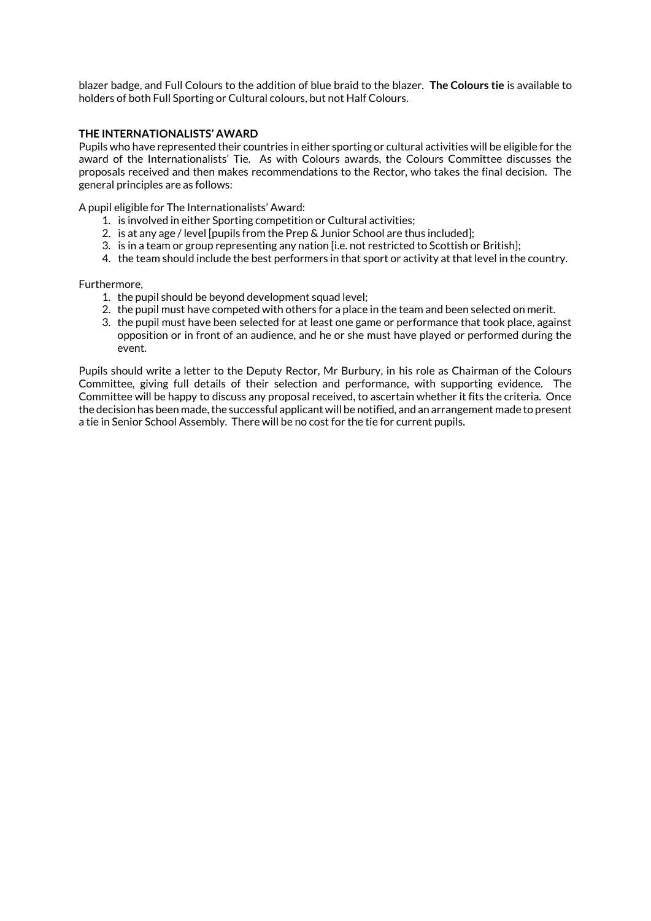blazer badge, and Full Colours to the addition of blue braid to the blazer. **The Colours tie** is available to holders of both Full Sporting or Cultural colours, but not Half Colours.

**THE INTERNATIONALISTS' AWARD**

Pupils who have represented their countries in either sporting or cultural activities will be eligible for the award of the Internationalists' Tie. As with Colours awards, the Colours Committee discusses the proposals received and then makes recommendations to the Rector, who takes the final decision. The general principles are as follows:

A pupil eligible for The Internationalists' Award:

1. is involved in either Sporting competition or Cultural activities;
2. is at any age / level [pupils from the Prep & Junior School are thus included];
3. is in a team or group representing any nation [i.e. not restricted to Scottish or British];
4. the team should include the best performers in that sport or activity at that level in the country.

Furthermore,

1. the pupil should be beyond development squad level;
2. the pupil must have competed with others for a place in the team and been selected on merit.
3. the pupil must have been selected for at least one game or performance that took place, against opposition or in front of an audience, and he or she must have played or performed during the event.

Pupils should write a letter to the Deputy Rector, Mr Burbury, in his role as Chairman of the Colours Committee, giving full details of their selection and performance, with supporting evidence. The Committee will be happy to discuss any proposal received, to ascertain whether it fits the criteria. Once the decision has been made, the successful applicant will be notified, and an arrangement made to present a tie in Senior School Assembly. There will be no cost for the tie for current pupils.